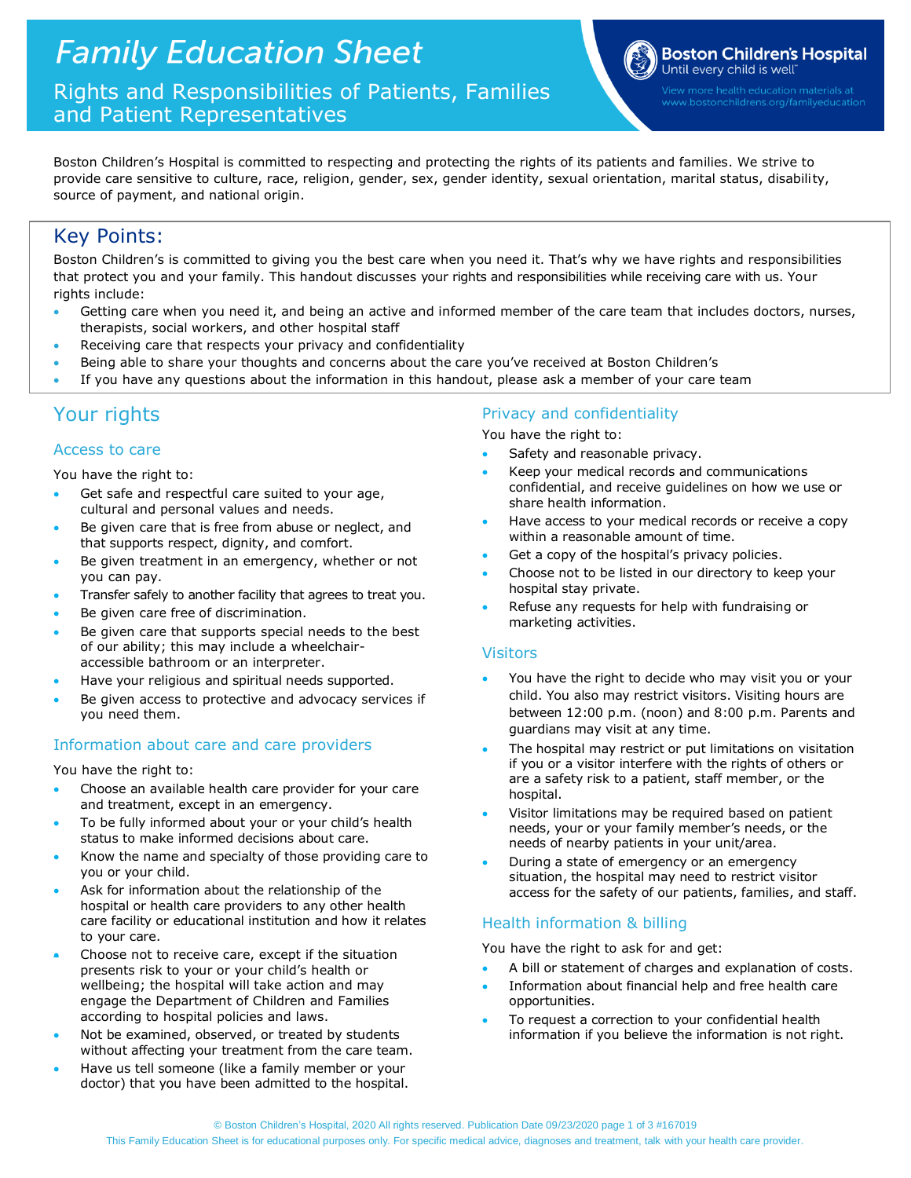# Family Education Sheet

## Rights and Responsibilities of Patients, Families and Patient Representatives

Boston Children's Hospital
Until every child is well™

View more health education materials at www.bostonchildrens.org/familyeducation

Boston Children's Hospital is committed to respecting and protecting the rights of its patients and families. We strive to provide care sensitive to culture, race, religion, gender, sex, gender identity, sexual orientation, marital status, disability, source of payment, and national origin.

## Key Points:

Boston Children's is committed to giving you the best care when you need it. That's why we have rights and responsibilities that protect you and your family. This handout discusses your rights and responsibilities while receiving care with us. Your rights include:

- Getting care when you need it, and being an active and informed member of the care team that includes doctors, nurses, therapists, social workers, and other hospital staff
- Receiving care that respects your privacy and confidentiality
- Being able to share your thoughts and concerns about the care you've received at Boston Children's
- If you have any questions about the information in this handout, please ask a member of your care team

## Your rights

### Access to care

You have the right to:

- Get safe and respectful care suited to your age, cultural and personal values and needs.
- Be given care that is free from abuse or neglect, and that supports respect, dignity, and comfort.
- Be given treatment in an emergency, whether or not you can pay.
- Transfer safely to another facility that agrees to treat you.
- Be given care free of discrimination.
- Be given care that supports special needs to the best of our ability; this may include a wheelchair-accessible bathroom or an interpreter.
- Have your religious and spiritual needs supported.
- Be given access to protective and advocacy services if you need them.

### Information about care and care providers

You have the right to:

- Choose an available health care provider for your care and treatment, except in an emergency.
- To be fully informed about your or your child's health status to make informed decisions about care.
- Know the name and specialty of those providing care to you or your child.
- Ask for information about the relationship of the hospital or health care providers to any other health care facility or educational institution and how it relates to your care.
- Choose not to receive care, except if the situation presents risk to your or your child's health or wellbeing; the hospital will take action and may engage the Department of Children and Families according to hospital policies and laws.
- Not be examined, observed, or treated by students without affecting your treatment from the care team.
- Have us tell someone (like a family member or your doctor) that you have been admitted to the hospital.

### Privacy and confidentiality

You have the right to:

- Safety and reasonable privacy.
- Keep your medical records and communications confidential, and receive guidelines on how we use or share health information.
- Have access to your medical records or receive a copy within a reasonable amount of time.
- Get a copy of the hospital's privacy policies.
- Choose not to be listed in our directory to keep your hospital stay private.
- Refuse any requests for help with fundraising or marketing activities.

### Visitors

- You have the right to decide who may visit you or your child. You also may restrict visitors. Visiting hours are between 12:00 p.m. (noon) and 8:00 p.m. Parents and guardians may visit at any time.
- The hospital may restrict or put limitations on visitation if you or a visitor interfere with the rights of others or are a safety risk to a patient, staff member, or the hospital.
- Visitor limitations may be required based on patient needs, your or your family member's needs, or the needs of nearby patients in your unit/area.
- During a state of emergency or an emergency situation, the hospital may need to restrict visitor access for the safety of our patients, families, and staff.

### Health information & billing

You have the right to ask for and get:

- A bill or statement of charges and explanation of costs.
- Information about financial help and free health care opportunities.
- To request a correction to your confidential health information if you believe the information is not right.

© Boston Children's Hospital, 2020 All rights reserved. Publication Date 09/23/2020 #167019

This Family Education Sheet is for educational purposes only. For specific medical advice, diagnoses and treatment, talk with your health care provider.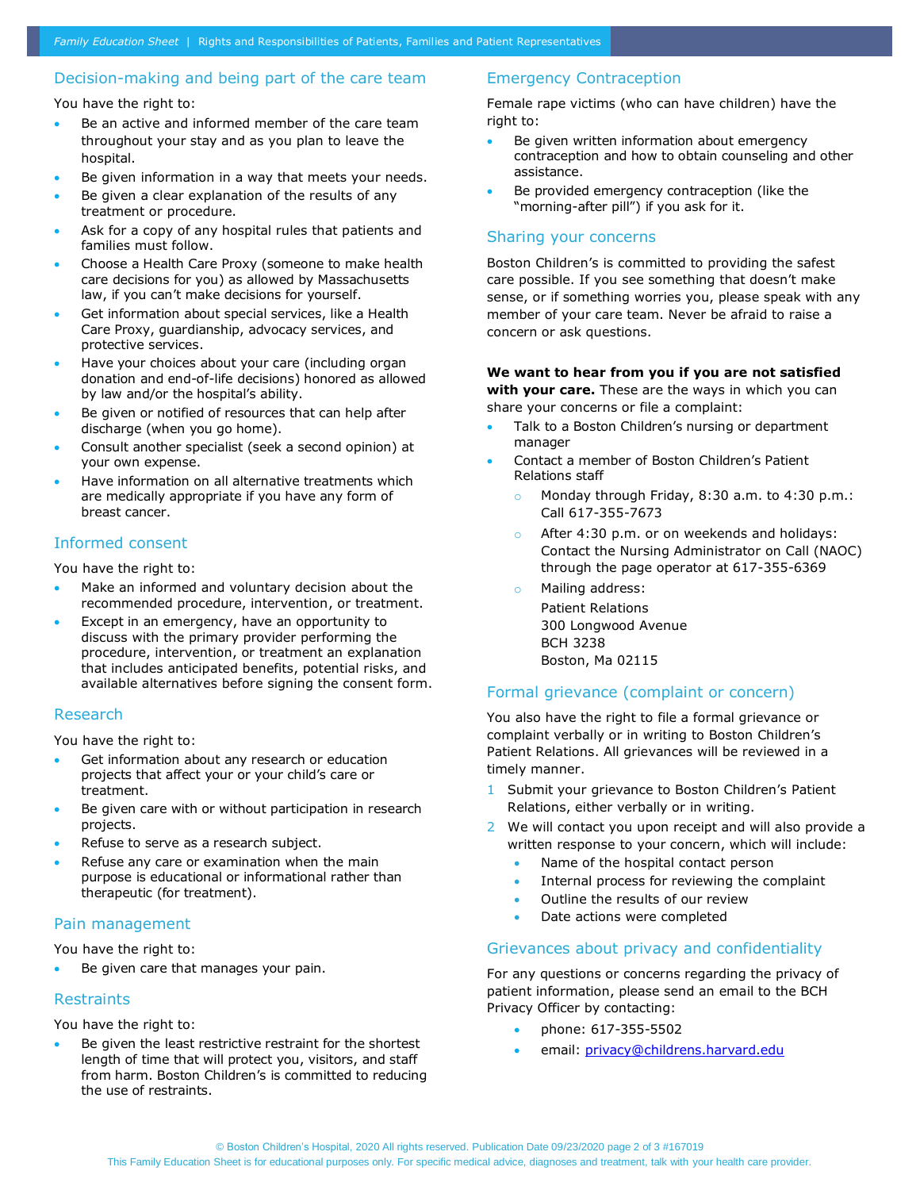## Decision-making and being part of the care team

You have the right to:

- Be an active and informed member of the care team throughout your stay and as you plan to leave the hospital.
- Be given information in a way that meets your needs.
- Be given a clear explanation of the results of any treatment or procedure.
- Ask for a copy of any hospital rules that patients and families must follow.
- Choose a Health Care Proxy (someone to make health care decisions for you) as allowed by Massachusetts law, if you can't make decisions for yourself.
- Get information about special services, like a Health Care Proxy, guardianship, advocacy services, and protective services.
- Have your choices about your care (including organ donation and end-of-life decisions) honored as allowed by law and/or the hospital's ability.
- Be given or notified of resources that can help after discharge (when you go home).
- Consult another specialist (seek a second opinion) at your own expense.
- Have information on all alternative treatments which are medically appropriate if you have any form of breast cancer.

## Informed consent

You have the right to:

- Make an informed and voluntary decision about the recommended procedure, intervention, or treatment.
- Except in an emergency, have an opportunity to discuss with the primary provider performing the procedure, intervention, or treatment an explanation that includes anticipated benefits, potential risks, and available alternatives before signing the consent form.

## Research

You have the right to:

- Get information about any research or education projects that affect your or your child's care or treatment.
- Be given care with or without participation in research projects.
- Refuse to serve as a research subject.
- Refuse any care or examination when the main purpose is educational or informational rather than therapeutic (for treatment).

## Pain management

You have the right to:

- Be given care that manages your pain.

## Restraints

You have the right to:

- Be given the least restrictive restraint for the shortest length of time that will protect you, visitors, and staff from harm. Boston Children's is committed to reducing the use of restraints.

## Emergency Contraception

Female rape victims (who can have children) have the right to:

- Be given written information about emergency contraception and how to obtain counseling and other assistance.
- Be provided emergency contraception (like the "morning-after pill") if you ask for it.

## Sharing your concerns

Boston Children's is committed to providing the safest care possible. If you see something that doesn't make sense, or if something worries you, please speak with any member of your care team. Never be afraid to raise a concern or ask questions.

**We want to hear from you if you are not satisfied with your care.** These are the ways in which you can share your concerns or file a complaint:

- Talk to a Boston Children's nursing or department manager
- Contact a member of Boston Children's Patient Relations staff
  - Monday through Friday, 8:30 a.m. to 4:30 p.m.: Call 617-355-7673
  - After 4:30 p.m. or on weekends and holidays: Contact the Nursing Administrator on Call (NAOC) through the page operator at 617-355-6369
  - Mailing address:
    Patient Relations
    300 Longwood Avenue
    BCH 3238
    Boston, Ma 02115

## Formal grievance (complaint or concern)

You also have the right to file a formal grievance or complaint verbally or in writing to Boston Children's Patient Relations. All grievances will be reviewed in a timely manner.

1. Submit your grievance to Boston Children's Patient Relations, either verbally or in writing.
2. We will contact you upon receipt and will also provide a written response to your concern, which will include:
   - Name of the hospital contact person
   - Internal process for reviewing the complaint
   - Outline the results of our review
   - Date actions were completed

## Grievances about privacy and confidentiality

For any questions or concerns regarding the privacy of patient information, please send an email to the BCH Privacy Officer by contacting:

- phone: 617-355-5502
- email: privacy@childrens.harvard.edu

© Boston Children's Hospital, 2020 All rights reserved. Publication Date 09/23/2020 #167019

This Family Education Sheet is for educational purposes only. For specific medical advice, diagnoses and treatment, talk with your health care provider.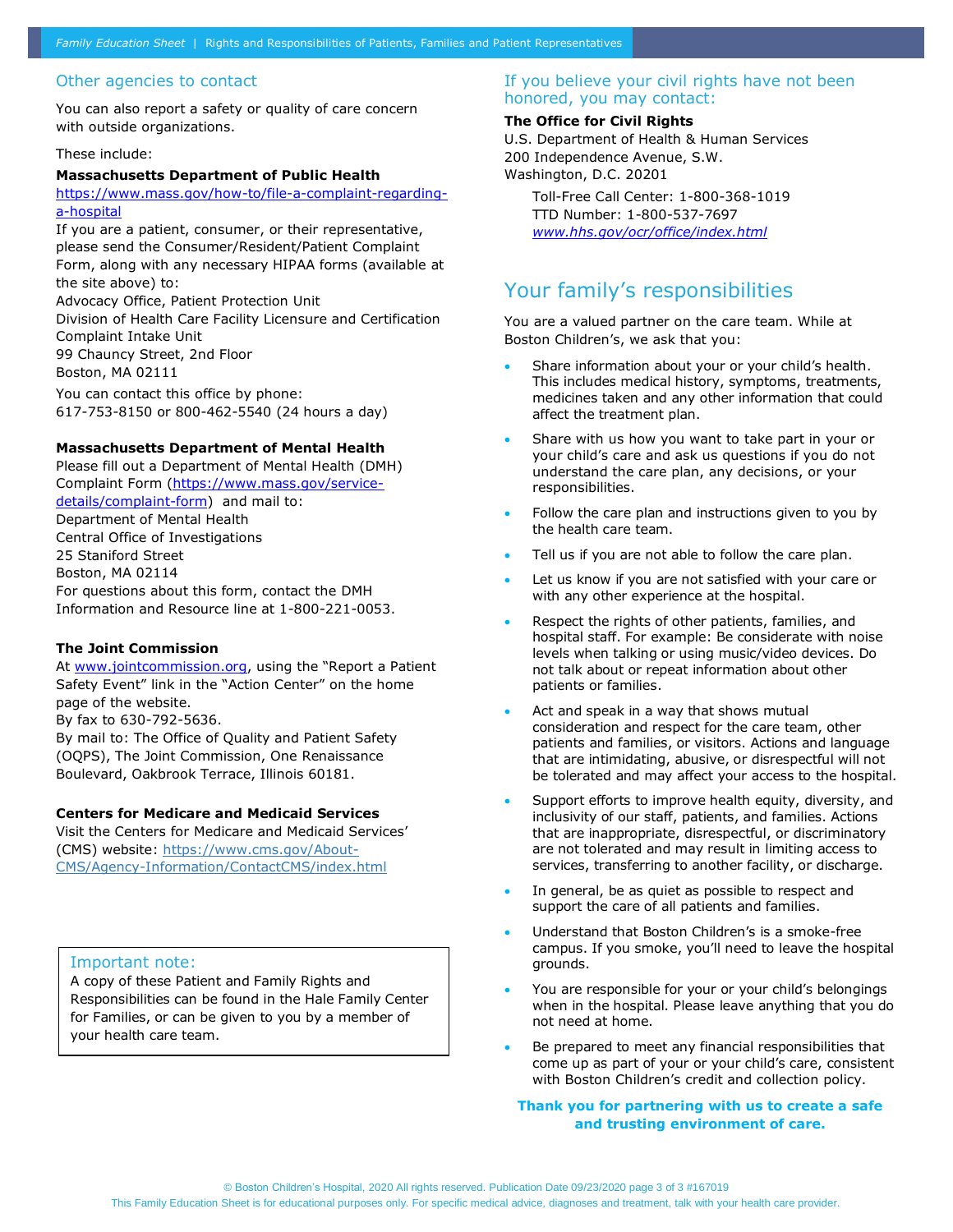## Other agencies to contact

You can also report a safety or quality of care concern with outside organizations.

These include:

**Massachusetts Department of Public Health**
https://www.mass.gov/how-to/file-a-complaint-regarding-a-hospital
If you are a patient, consumer, or their representative, please send the Consumer/Resident/Patient Complaint Form, along with any necessary HIPAA forms (available at the site above) to:
Advocacy Office, Patient Protection Unit
Division of Health Care Facility Licensure and Certification
Complaint Intake Unit
99 Chauncy Street, 2nd Floor
Boston, MA 02111

You can contact this office by phone:
617-753-8150 or 800-462-5540 (24 hours a day)

**Massachusetts Department of Mental Health**
Please fill out a Department of Mental Health (DMH) Complaint Form (https://www.mass.gov/service-details/complaint-form) and mail to:
Department of Mental Health
Central Office of Investigations
25 Staniford Street
Boston, MA 02114
For questions about this form, contact the DMH Information and Resource line at 1-800-221-0053.

**The Joint Commission**
At www.jointcommission.org, using the "Report a Patient Safety Event" link in the "Action Center" on the home page of the website.
By fax to 630-792-5636.
By mail to: The Office of Quality and Patient Safety (OQPS), The Joint Commission, One Renaissance Boulevard, Oakbrook Terrace, Illinois 60181.

**Centers for Medicare and Medicaid Services**
Visit the Centers for Medicare and Medicaid Services' (CMS) website: https://www.cms.gov/About-CMS/Agency-Information/ContactCMS/index.html

> **Important note:**
> A copy of these Patient and Family Rights and Responsibilities can be found in the Hale Family Center for Families, or can be given to you by a member of your health care team.

## If you believe your civil rights have not been honored, you may contact:

**The Office for Civil Rights**
U.S. Department of Health & Human Services
200 Independence Avenue, S.W.
Washington, D.C. 20201

Toll-Free Call Center: 1-800-368-1019
TTD Number: 1-800-537-7697
*www.hhs.gov/ocr/office/index.html*

## Your family's responsibilities

You are a valued partner on the care team. While at Boston Children's, we ask that you:

- Share information about your or your child's health. This includes medical history, symptoms, treatments, medicines taken and any other information that could affect the treatment plan.
- Share with us how you want to take part in your or your child's care and ask us questions if you do not understand the care plan, any decisions, or your responsibilities.
- Follow the care plan and instructions given to you by the health care team.
- Tell us if you are not able to follow the care plan.
- Let us know if you are not satisfied with your care or with any other experience at the hospital.
- Respect the rights of other patients, families, and hospital staff. For example: Be considerate with noise levels when talking or using music/video devices. Do not talk about or repeat information about other patients or families.
- Act and speak in a way that shows mutual consideration and respect for the care team, other patients and families, or visitors. Actions and language that are intimidating, abusive, or disrespectful will not be tolerated and may affect your access to the hospital.
- Support efforts to improve health equity, diversity, and inclusivity of our staff, patients, and families. Actions that are inappropriate, disrespectful, or discriminatory are not tolerated and may result in limiting access to services, transferring to another facility, or discharge.
- In general, be as quiet as possible to respect and support the care of all patients and families.
- Understand that Boston Children's is a smoke-free campus. If you smoke, you'll need to leave the hospital grounds.
- You are responsible for your or your child's belongings when in the hospital. Please leave anything that you do not need at home.
- Be prepared to meet any financial responsibilities that come up as part of your or your child's care, consistent with Boston Children's credit and collection policy.

**Thank you for partnering with us to create a safe and trusting environment of care.**

© Boston Children's Hospital, 2020 All rights reserved. Publication Date 09/23/2020 #167019
This Family Education Sheet is for educational purposes only. For specific medical advice, diagnoses and treatment, talk with your health care provider.